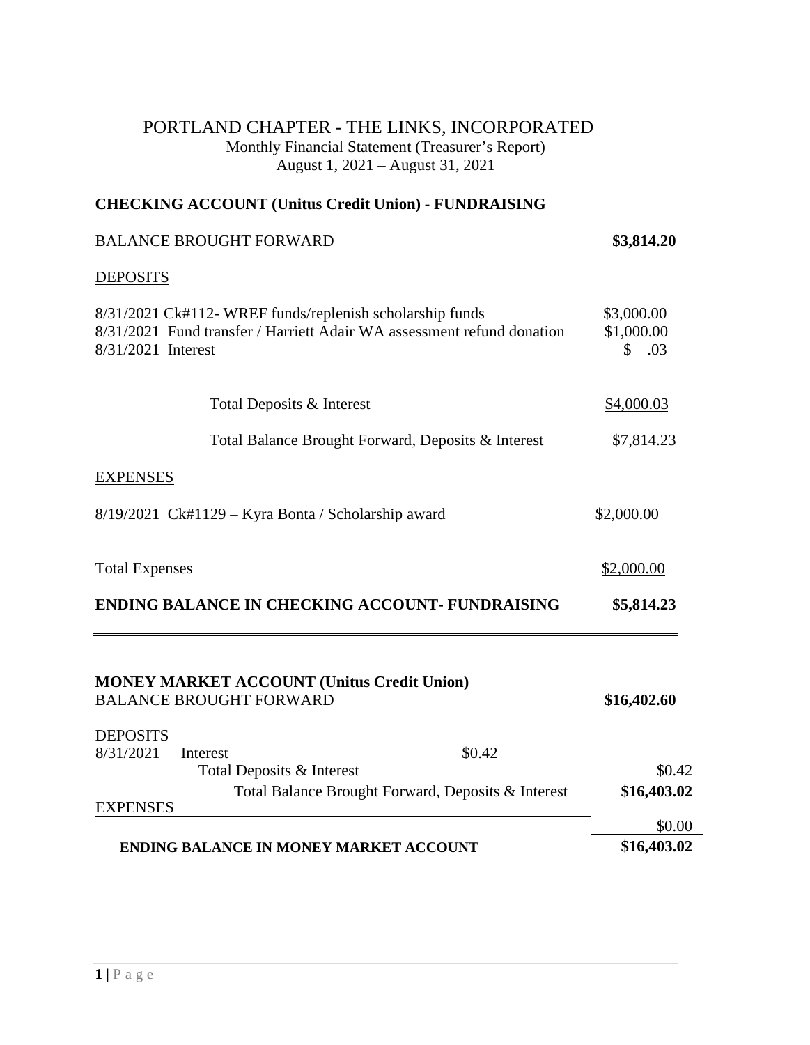# PORTLAND CHAPTER - THE LINKS, INCORPORATED

Monthly Financial Statement (Treasurer's Report)
August 1, 2021 – August 31, 2021

## CHECKING ACCOUNT (Unitus Credit Union) - FUNDRAISING

| | |
|---|---|
| BALANCE BROUGHT FORWARD | **$3,814.20** |
| DEPOSITS | |
| 8/31/2021 Ck#112- WREF funds/replenish scholarship funds | $3,000.00 |
| 8/31/2021 Fund transfer / Harriett Adair WA assessment refund donation | $1,000.00 |
| 8/31/2021 Interest | $ .03 |
| Total Deposits & Interest | $4,000.03 |
| Total Balance Brought Forward, Deposits & Interest | $7,814.23 |
| EXPENSES | |
| 8/19/2021 Ck#1129 – Kyra Bonta / Scholarship award | $2,000.00 |
| Total Expenses | $2,000.00 |
| **ENDING BALANCE IN CHECKING ACCOUNT- FUNDRAISING** | **$5,814.23** |

## MONEY MARKET ACCOUNT (Unitus Credit Union)

| | | | |
|---|---|---|---|
| BALANCE BROUGHT FORWARD | | | **$16,402.60** |
| DEPOSITS | | | |
| 8/31/2021 | Interest | $0.42 | |
| | Total Deposits & Interest | | $0.42 |
| | Total Balance Brought Forward, Deposits & Interest | | **$16,403.02** |
| EXPENSES | | | |
| | | | $0.00 |
| **ENDING BALANCE IN MONEY MARKET ACCOUNT** | | | **$16,403.02** |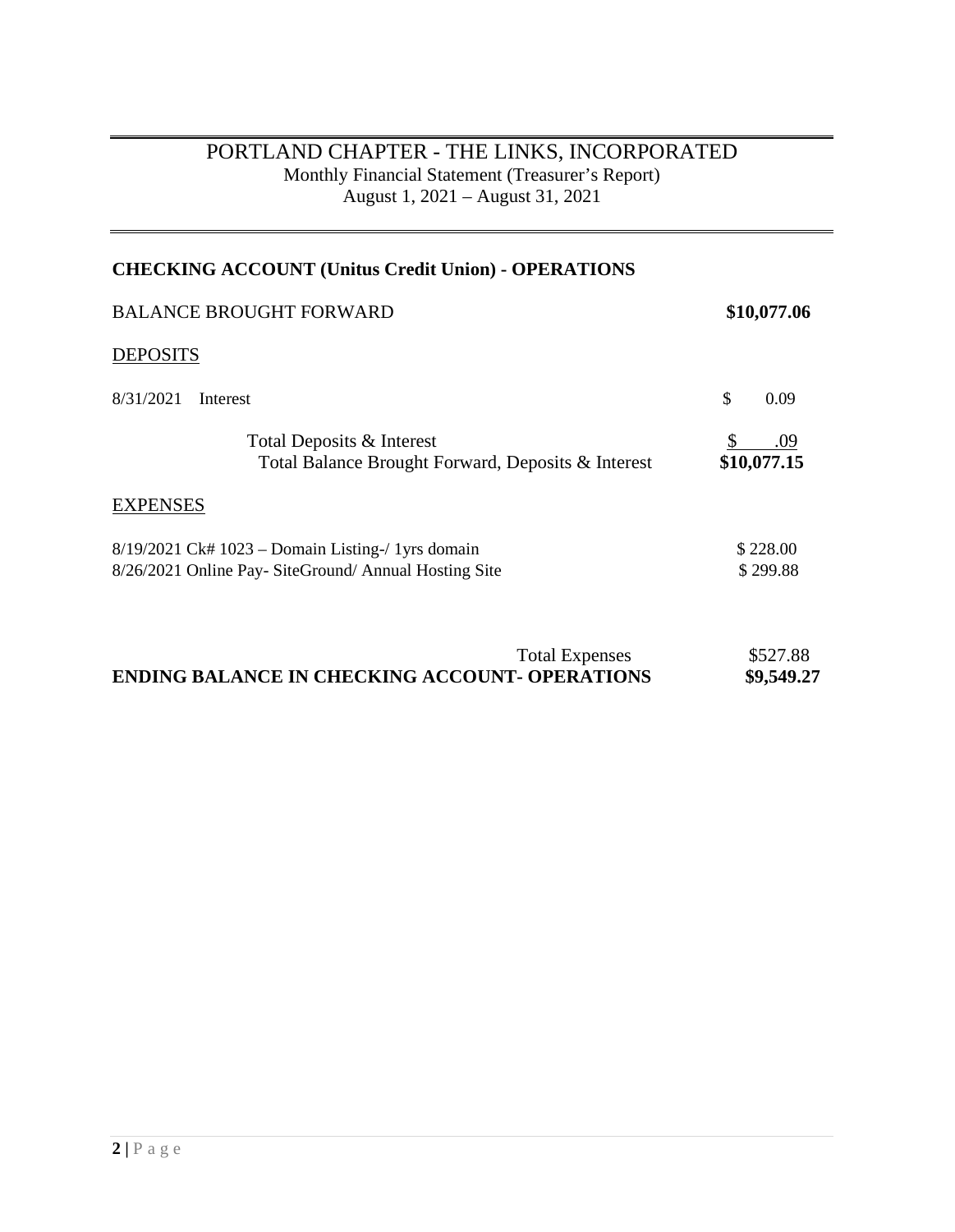# PORTLAND CHAPTER - THE LINKS, INCORPORATED

Monthly Financial Statement (Treasurer's Report)
August 1, 2021 – August 31, 2021

## CHECKING ACCOUNT (Unitus Credit Union) - OPERATIONS

| | |
|---|---|
| BALANCE BROUGHT FORWARD | **$10,077.06** |
| DEPOSITS | |
| 8/31/2021 Interest | $ 0.09 |
| Total Deposits & Interest | $ .09 |
| Total Balance Brought Forward, Deposits & Interest | **$10,077.15** |
| EXPENSES | |
| 8/19/2021 Ck# 1023 – Domain Listing-/ 1yrs domain | $ 228.00 |
| 8/26/2021 Online Pay- SiteGround/ Annual Hosting Site | $ 299.88 |
| Total Expenses | $527.88 |
| **ENDING BALANCE IN CHECKING ACCOUNT- OPERATIONS** | **$9,549.27** |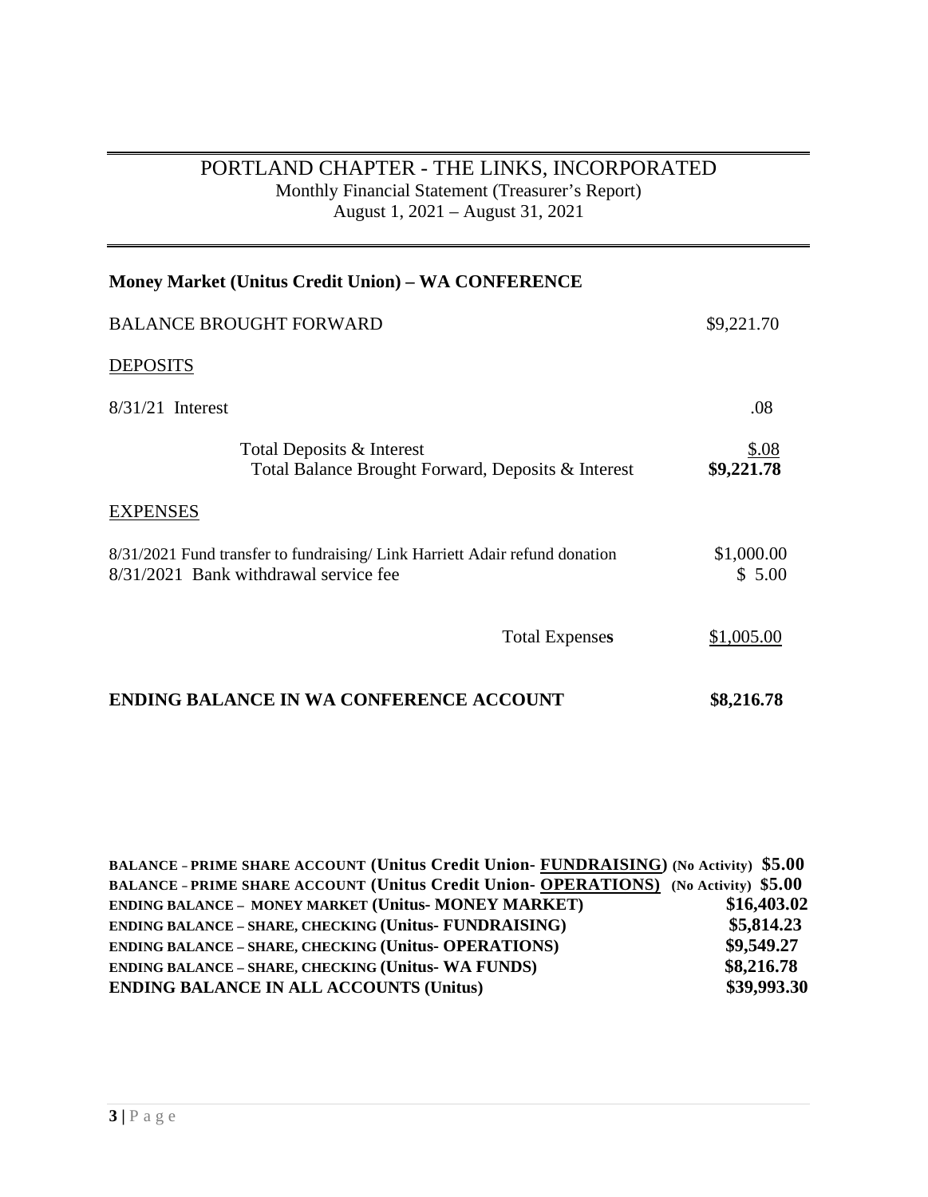# PORTLAND CHAPTER - THE LINKS, INCORPORATED

Monthly Financial Statement (Treasurer's Report)
August 1, 2021 – August 31, 2021

**Money Market (Unitus Credit Union) – WA CONFERENCE**

| | |
|---|---|
| BALANCE BROUGHT FORWARD | $9,221.70 |
| DEPOSITS | |
| 8/31/21 Interest | .08 |
| Total Deposits & Interest | $.08 |
| Total Balance Brought Forward, Deposits & Interest | **$9,221.78** |
| EXPENSES | |
| 8/31/2021 Fund transfer to fundraising/ Link Harriett Adair refund donation | $1,000.00 |
| 8/31/2021 Bank withdrawal service fee | $ 5.00 |
| Total Expenses | $1,005.00 |
| **ENDING BALANCE IN WA CONFERENCE ACCOUNT** | **$8,216.78** |

| | |
|---|---|
| **BALANCE – PRIME SHARE ACCOUNT (Unitus Credit Union- FUNDRAISING) (No Activity)** | **$5.00** |
| **BALANCE – PRIME SHARE ACCOUNT (Unitus Credit Union- OPERATIONS) (No Activity)** | **$5.00** |
| **ENDING BALANCE – MONEY MARKET (Unitus- MONEY MARKET)** | **$16,403.02** |
| **ENDING BALANCE – SHARE, CHECKING (Unitus- FUNDRAISING)** | **$5,814.23** |
| **ENDING BALANCE – SHARE, CHECKING (Unitus- OPERATIONS)** | **$9,549.27** |
| **ENDING BALANCE – SHARE, CHECKING (Unitus- WA FUNDS)** | **$8,216.78** |
| **ENDING BALANCE IN ALL ACCOUNTS (Unitus)** | **$39,993.30** |